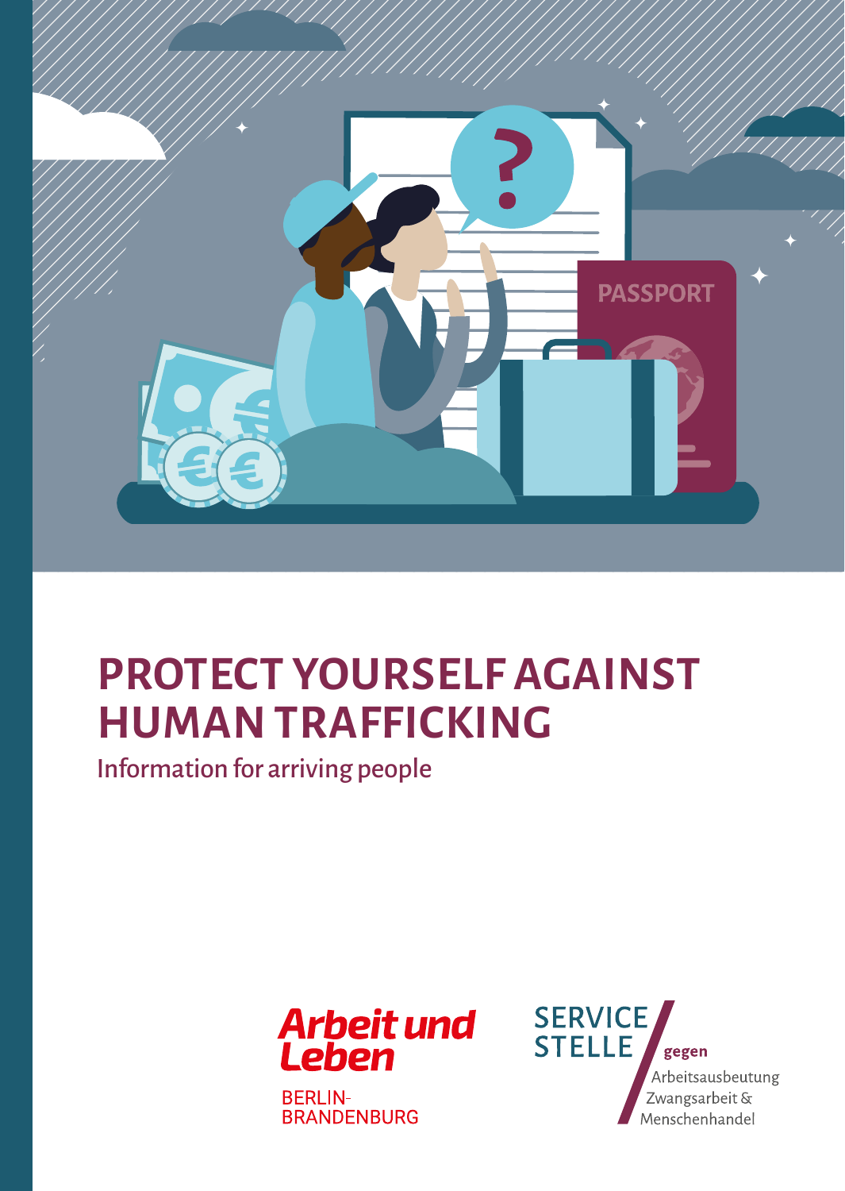# PROTECT YOURSELF AGAINST HUMAN TRAFFICKING

Information for arriving people

Arbeit und Leben

BERLIN-BRANDENBURG

SERVICE STELLE gegen Arbeitsausbeutung Zwangsarbeit & Menschenhandel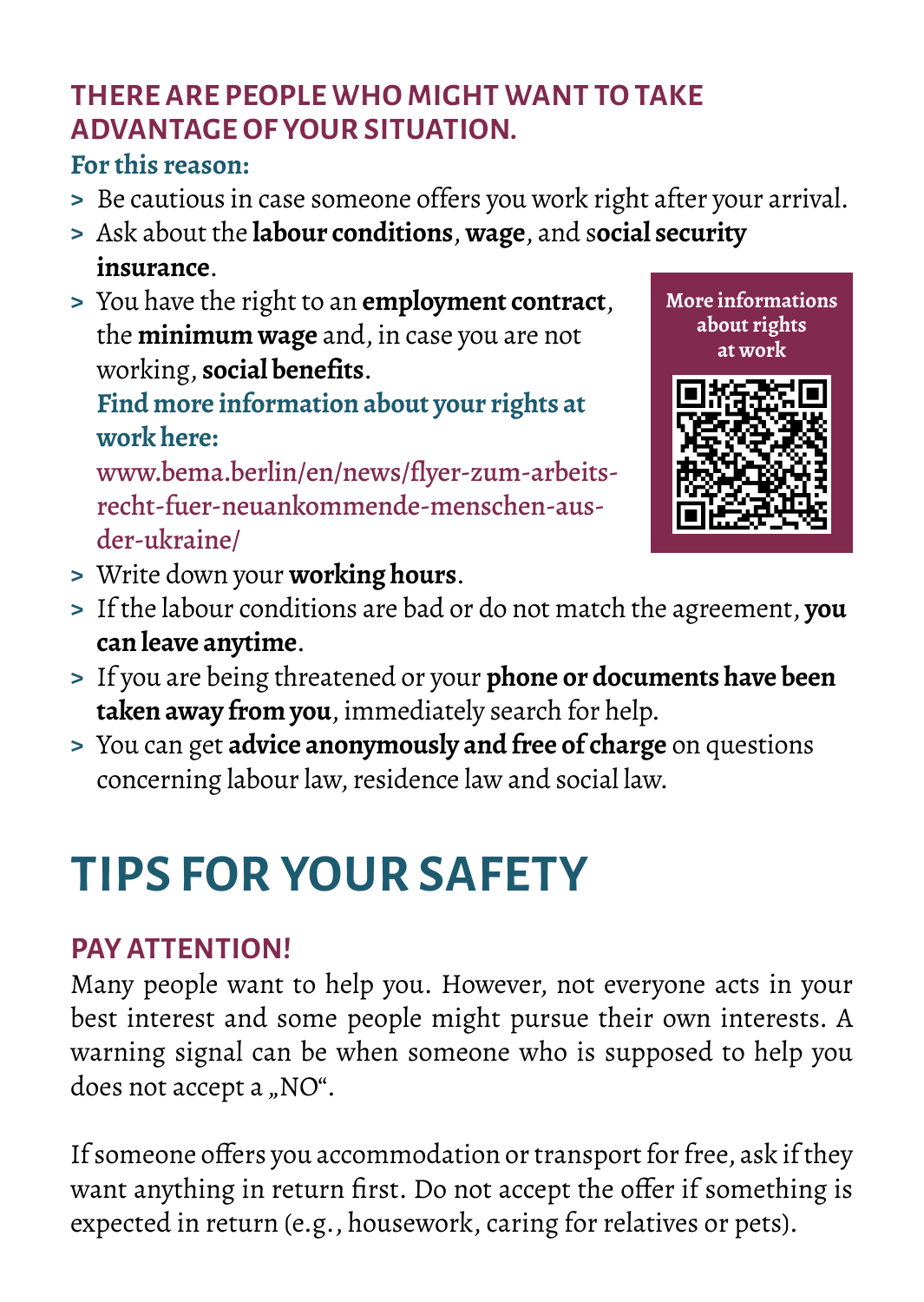### THERE ARE PEOPLE WHO MIGHT WANT TO TAKE ADVANTAGE OF YOUR SITUATION.

**For this reason:**

- Be cautious in case someone offers you work right after your arrival.
- Ask about the **labour conditions**, **wage**, and s**ocial security insurance**.
- You have the right to an **employment contract**, the **minimum wage** and, in case you are not working, **social benefits**.
  **Find more information about your rights at work here:**
  www.bema.berlin/en/news/flyer-zum-arbeits-recht-fuer-neuankommende-menschen-aus-der-ukraine/

More informations about rights at work

- Write down your **working hours**.
- If the labour conditions are bad or do not match the agreement, **you can leave anytime**.
- If you are being threatened or your **phone or documents have been taken away from you**, immediately search for help.
- You can get **advice anonymously and free of charge** on questions concerning labour law, residence law and social law.

# TIPS FOR YOUR SAFETY

### PAY ATTENTION!

Many people want to help you. However, not everyone acts in your best interest and some people might pursue their own interests. A warning signal can be when someone who is supposed to help you does not accept a „NO".

If someone offers you accommodation or transport for free, ask if they want anything in return first. Do not accept the offer if something is expected in return (e.g., housework, caring for relatives or pets).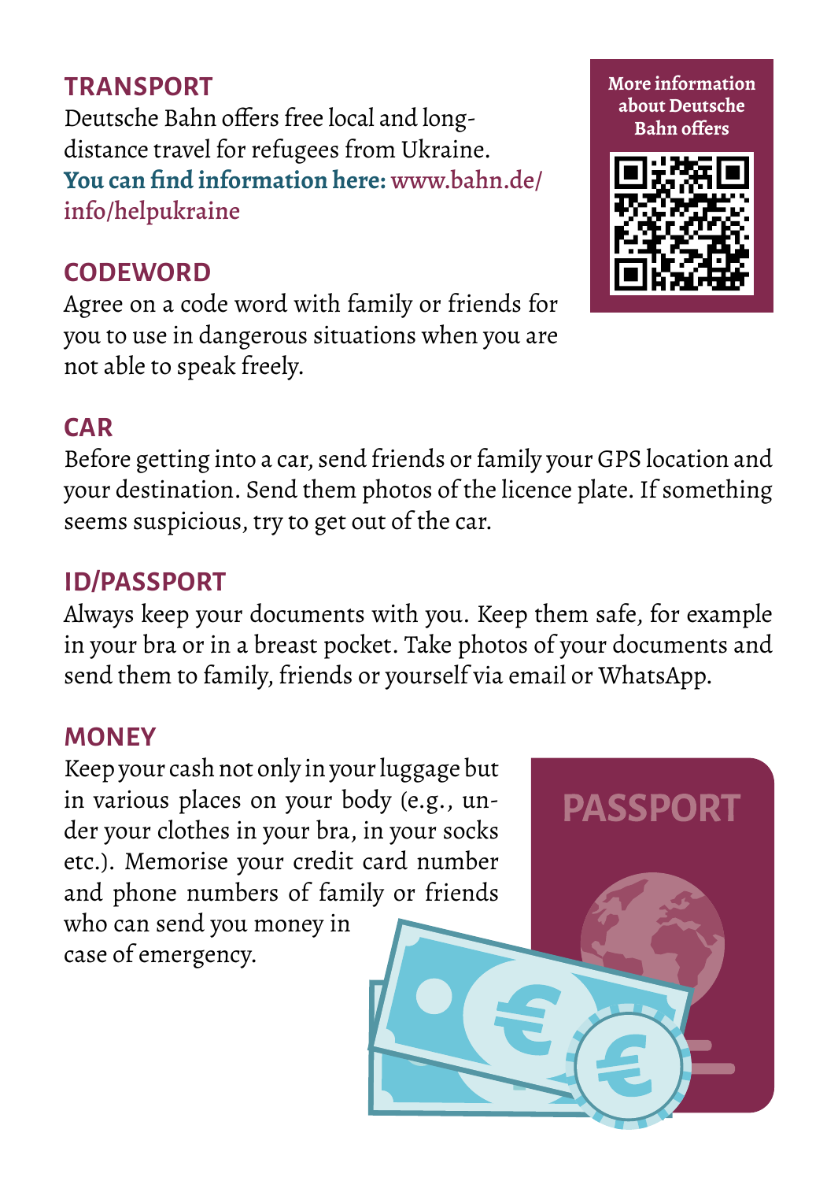## TRANSPORT

Deutsche Bahn offers free local and long-distance travel for refugees from Ukraine.
**You can find information here:** www.bahn.de/info/helpukraine

More information about Deutsche Bahn offers

## CODEWORD

Agree on a code word with family or friends for you to use in dangerous situations when you are not able to speak freely.

## CAR

Before getting into a car, send friends or family your GPS location and your destination. Send them photos of the licence plate. If something seems suspicious, try to get out of the car.

## ID/PASSPORT

Always keep your documents with you. Keep them safe, for example in your bra or in a breast pocket. Take photos of your documents and send them to family, friends or yourself via email or WhatsApp.

## MONEY

Keep your cash not only in your luggage but in various places on your body (e.g., under your clothes in your bra, in your socks etc.). Memorise your credit card number and phone numbers of family or friends who can send you money in case of emergency.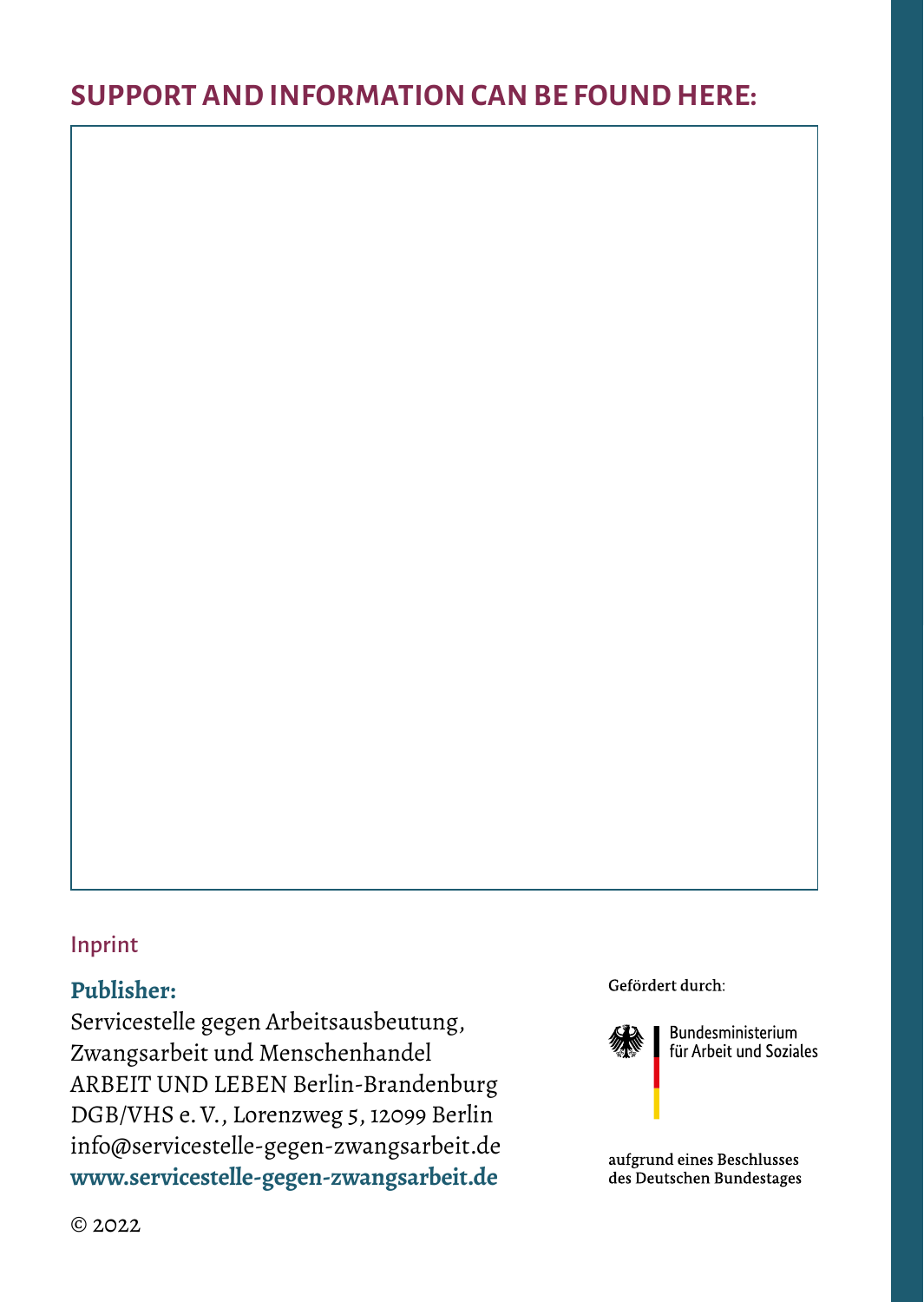## SUPPORT AND INFORMATION CAN BE FOUND HERE:

Inprint

**Publisher:**
Servicestelle gegen Arbeitsausbeutung,
Zwangsarbeit und Menschenhandel
ARBEIT UND LEBEN Berlin-Brandenburg
DGB/VHS e. V., Lorenzweg 5, 12099 Berlin
info@servicestelle-gegen-zwangsarbeit.de
**www.servicestelle-gegen-zwangsarbeit.de**

© 2022

Gefördert durch:

Bundesministerium
für Arbeit und Soziales

aufgrund eines Beschlusses
des Deutschen Bundestages